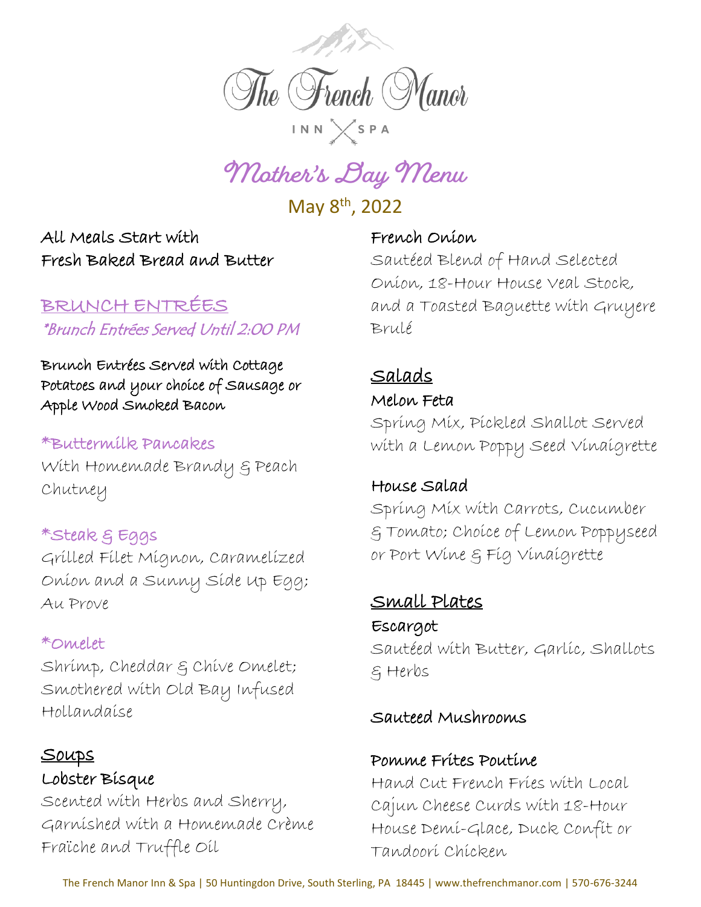# The French Manor

INN SPA

## Mother's Day Menu

May 8th, 2022

**All Meals Start with Fresh Baked Bread and Butter**

## BRUNCH ENTRÉES

*\*Brunch Entrées Served Until 2:00 PM*

**Brunch Entrées Served with Cottage Potatoes and your choice of Sausage or Apple Wood Smoked Bacon**

### *Buttermilk Pancakes

With Homemade Brandy & Peach Chutney

### *Steak & Eggs

Grilled Filet Mignon, Caramelized Onion and a Sunny Side Up Egg; Au Prove

### *Omelet

Shrimp, Cheddar & Chive Omelet; Smothered with Old Bay Infused Hollandaise

## Soups

### Lobster Bisque

Scented with Herbs and Sherry, Garnished with a Homemade Crème Fraïche and Truffle Oil

### French Onion

Sautéed Blend of Hand Selected Onion, 18-Hour House Veal Stock, and a Toasted Baguette with Gruyere Brulé

## Salads

### Melon Feta

Spring Mix, Pickled Shallot Served with a Lemon Poppy Seed Vinaigrette

### House Salad

Spring Mix with Carrots, Cucumber & Tomato; Choice of Lemon Poppyseed or Port Wine & Fig Vinaigrette

## Small Plates

### Escargot

Sautéed with Butter, Garlic, Shallots & Herbs

### Sauteed Mushrooms

### Pomme Frites Poutine

Hand Cut French Fries with Local Cajun Cheese Curds with 18-Hour House Demi-Glace, Duck Confit or Tandoori Chicken

The French Manor Inn & Spa | 50 Huntingdon Drive, South Sterling, PA 18445 | www.thefrenchmanor.com | 570-676-3244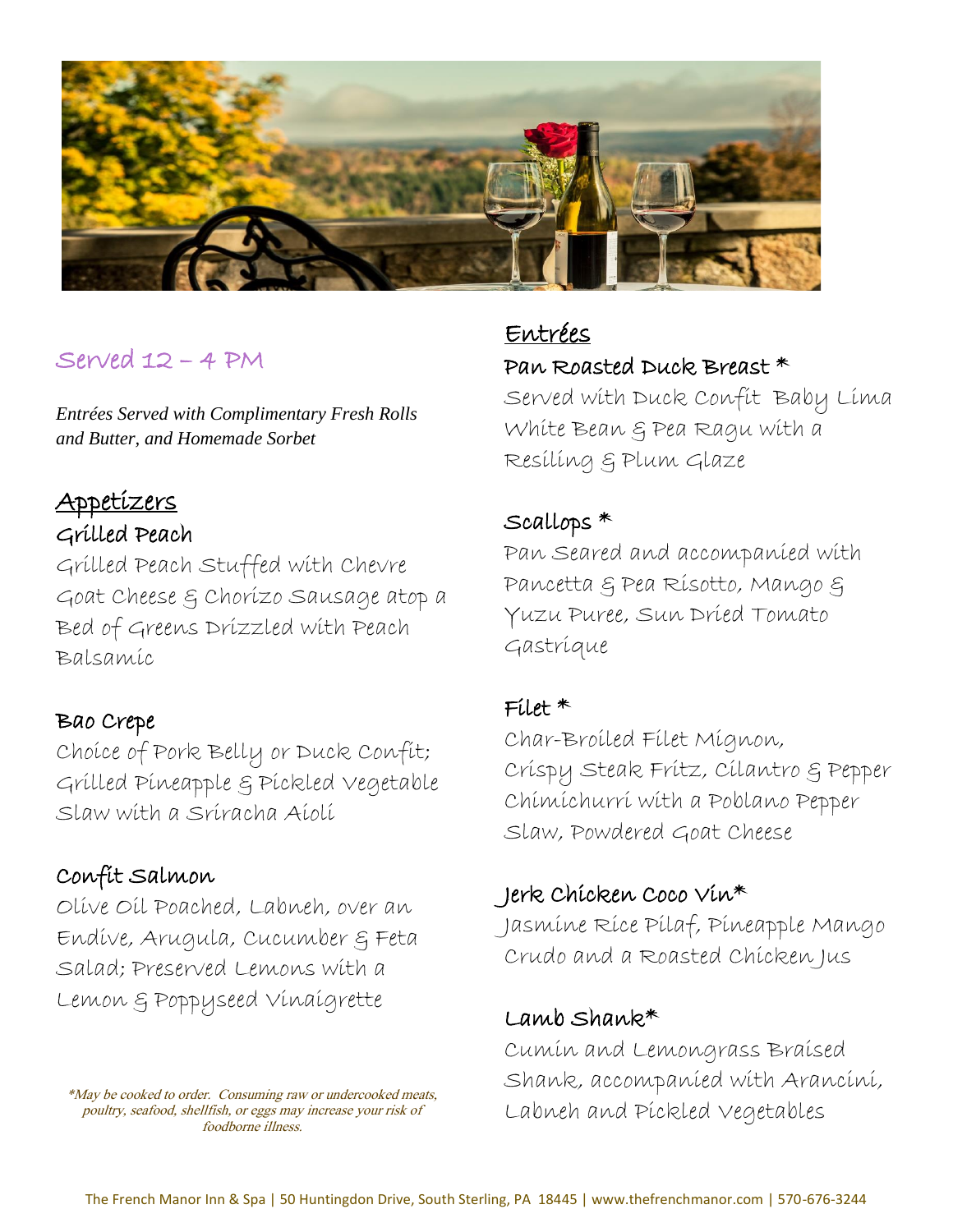## Served 12 – 4 PM

*Entrées Served with Complimentary Fresh Rolls and Butter, and Homemade Sorbet*

## Appetizers

### Grilled Peach

Grilled Peach Stuffed with Chevre Goat Cheese & Chorizo Sausage atop a Bed of Greens Drizzled with Peach Balsamic

### Bao Crepe

Choice of Pork Belly or Duck Confit; Grilled Pineapple & Pickled Vegetable Slaw with a Sriracha Aioli

### Confit Salmon

Olive Oil Poached, Labneh, over an Endive, Arugula, Cucumber & Feta Salad; Preserved Lemons with a Lemon & Poppyseed Vinaigrette

*\*May be cooked to order. Consuming raw or undercooked meats, poultry, seafood, shellfish, or eggs may increase your risk of foodborne illness.*

## Entrées

### Pan Roasted Duck Breast *

Served with Duck Confit Baby Lima White Bean & Pea Ragu with a Resiling & Plum Glaze

### Scallops *

Pan Seared and accompanied with Pancetta & Pea Risotto, Mango & Yuzu Puree, Sun Dried Tomato Gastrique

### Filet *

Char-Broiled Filet Mignon, Crispy Steak Fritz, Cilantro & Pepper Chimichurri with a Poblano Pepper Slaw, Powdered Goat Cheese

### Jerk Chicken Coco Vin*

Jasmine Rice Pilaf, Pineapple Mango Crudo and a Roasted Chicken Jus

### Lamb Shank*

Cumin and Lemongrass Braised Shank, accompanied with Arancini, Labneh and Pickled Vegetables

The French Manor Inn & Spa | 50 Huntingdon Drive, South Sterling, PA 18445 | www.thefrenchmanor.com | 570-676-3244